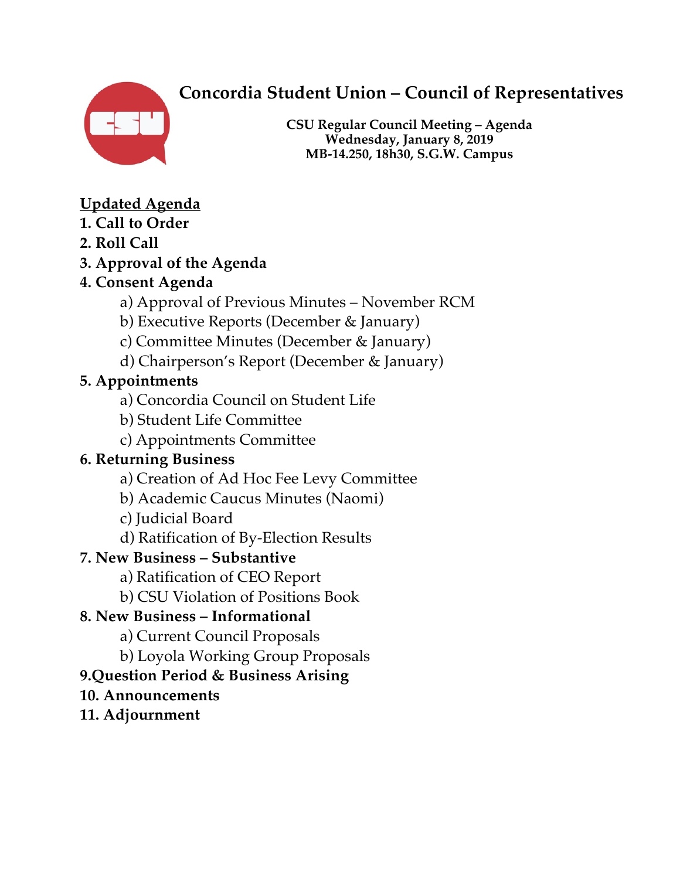# Concordia Student Union – Council of Representatives

**CSU Regular Council Meeting – Agenda**
**Wednesday, January 8, 2019**
**MB-14.250, 18h30, S.G.W. Campus**

**Updated Agenda**

**1. Call to Order**

**2. Roll Call**

**3. Approval of the Agenda**

**4. Consent Agenda**

- a) Approval of Previous Minutes – November RCM
- b) Executive Reports (December & January)
- c) Committee Minutes (December & January)
- d) Chairperson's Report (December & January)

**5. Appointments**

- a) Concordia Council on Student Life
- b) Student Life Committee
- c) Appointments Committee

**6. Returning Business**

- a) Creation of Ad Hoc Fee Levy Committee
- b) Academic Caucus Minutes (Naomi)
- c) Judicial Board
- d) Ratification of By-Election Results

**7. New Business – Substantive**

- a) Ratification of CEO Report
- b) CSU Violation of Positions Book

**8. New Business – Informational**

- a) Current Council Proposals
- b) Loyola Working Group Proposals

**9.Question Period & Business Arising**

**10. Announcements**

**11. Adjournment**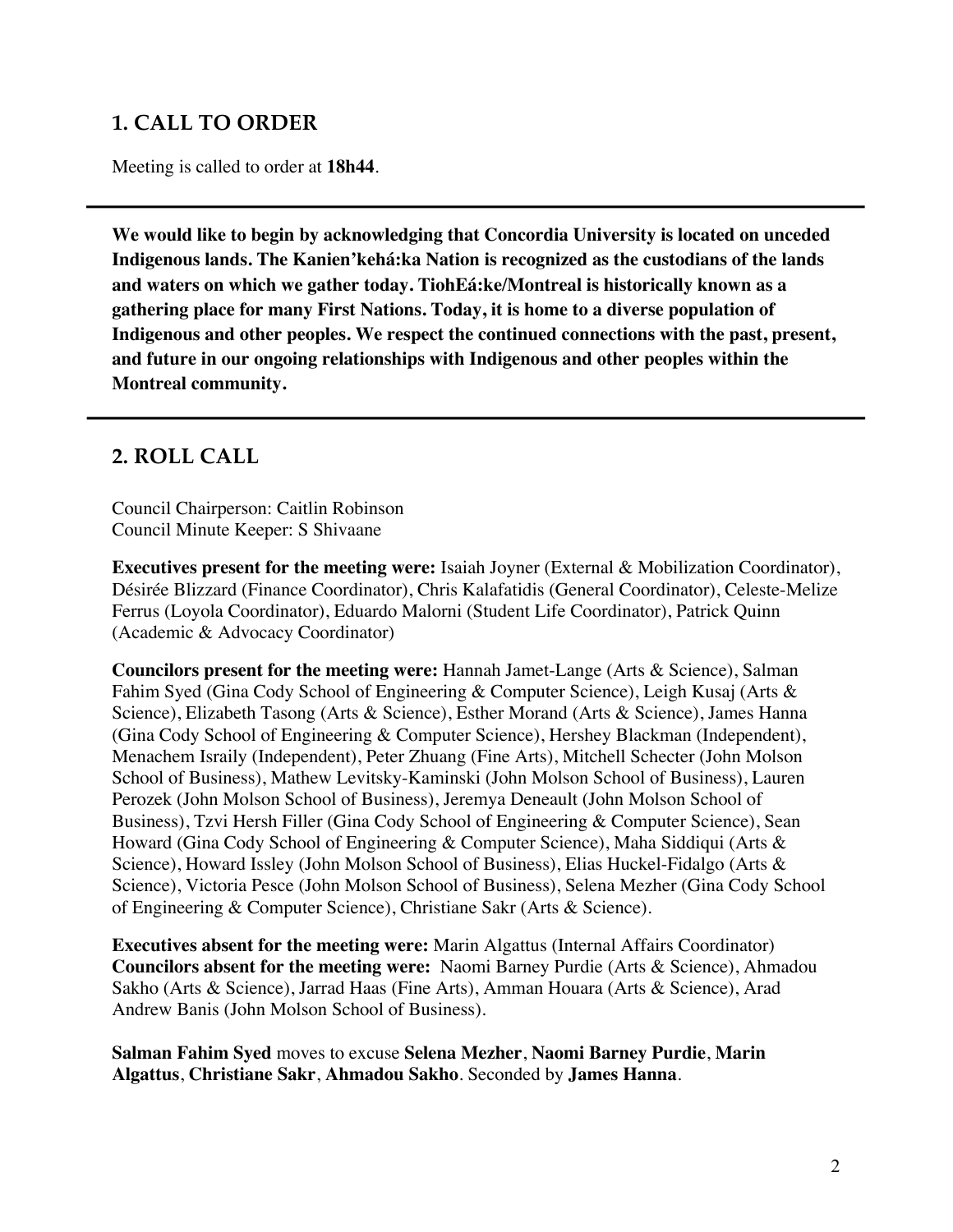## 1. CALL TO ORDER

Meeting is called to order at **18h44**.

---

**We would like to begin by acknowledging that Concordia University is located on unceded Indigenous lands. The Kanien'kehá:ka Nation is recognized as the custodians of the lands and waters on which we gather today. TiohEá:ke/Montreal is historically known as a gathering place for many First Nations. Today, it is home to a diverse population of Indigenous and other peoples. We respect the continued connections with the past, present, and future in our ongoing relationships with Indigenous and other peoples within the Montreal community.**

---

## 2. ROLL CALL

Council Chairperson: Caitlin Robinson
Council Minute Keeper: S Shivaane

**Executives present for the meeting were:** Isaiah Joyner (External & Mobilization Coordinator), Désirée Blizzard (Finance Coordinator), Chris Kalafatidis (General Coordinator), Celeste-Melize Ferrus (Loyola Coordinator), Eduardo Malorni (Student Life Coordinator), Patrick Quinn (Academic & Advocacy Coordinator)

**Councilors present for the meeting were:** Hannah Jamet-Lange (Arts & Science), Salman Fahim Syed (Gina Cody School of Engineering & Computer Science), Leigh Kusaj (Arts & Science), Elizabeth Tasong (Arts & Science), Esther Morand (Arts & Science), James Hanna (Gina Cody School of Engineering & Computer Science), Hershey Blackman (Independent), Menachem Israily (Independent), Peter Zhuang (Fine Arts), Mitchell Schecter (John Molson School of Business), Mathew Levitsky-Kaminski (John Molson School of Business), Lauren Perozek (John Molson School of Business), Jeremya Deneault (John Molson School of Business), Tzvi Hersh Filler (Gina Cody School of Engineering & Computer Science), Sean Howard (Gina Cody School of Engineering & Computer Science), Maha Siddiqui (Arts & Science), Howard Issley (John Molson School of Business), Elias Huckel-Fidalgo (Arts & Science), Victoria Pesce (John Molson School of Business), Selena Mezher (Gina Cody School of Engineering & Computer Science), Christiane Sakr (Arts & Science).

**Executives absent for the meeting were:** Marin Algattus (Internal Affairs Coordinator)
**Councilors absent for the meeting were:** Naomi Barney Purdie (Arts & Science), Ahmadou Sakho (Arts & Science), Jarrad Haas (Fine Arts), Amman Houara (Arts & Science), Arad Andrew Banis (John Molson School of Business).

**Salman Fahim Syed** moves to excuse **Selena Mezher**, **Naomi Barney Purdie**, **Marin Algattus**, **Christiane Sakr**, **Ahmadou Sakho**. Seconded by **James Hanna**.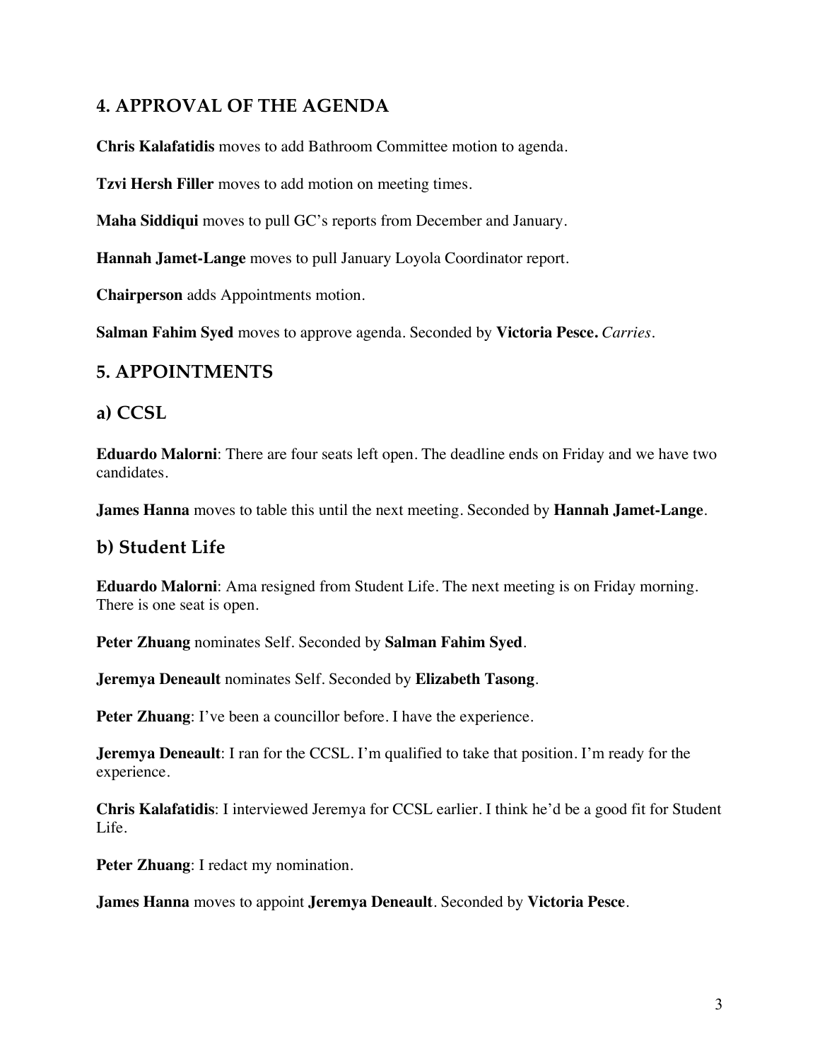## 4. APPROVAL OF THE AGENDA

**Chris Kalafatidis** moves to add Bathroom Committee motion to agenda.

**Tzvi Hersh Filler** moves to add motion on meeting times.

**Maha Siddiqui** moves to pull GC's reports from December and January.

**Hannah Jamet-Lange** moves to pull January Loyola Coordinator report.

**Chairperson** adds Appointments motion.

**Salman Fahim Syed** moves to approve agenda. Seconded by **Victoria Pesce.** *Carries.*

## 5. APPOINTMENTS

### a) CCSL

**Eduardo Malorni**: There are four seats left open. The deadline ends on Friday and we have two candidates.

**James Hanna** moves to table this until the next meeting. Seconded by **Hannah Jamet-Lange**.

### b) Student Life

**Eduardo Malorni**: Ama resigned from Student Life. The next meeting is on Friday morning. There is one seat is open.

**Peter Zhuang** nominates Self. Seconded by **Salman Fahim Syed**.

**Jeremya Deneault** nominates Self. Seconded by **Elizabeth Tasong**.

**Peter Zhuang**: I've been a councillor before. I have the experience.

**Jeremya Deneault**: I ran for the CCSL. I'm qualified to take that position. I'm ready for the experience.

**Chris Kalafatidis**: I interviewed Jeremya for CCSL earlier. I think he'd be a good fit for Student Life.

**Peter Zhuang**: I redact my nomination.

**James Hanna** moves to appoint **Jeremya Deneault**. Seconded by **Victoria Pesce**.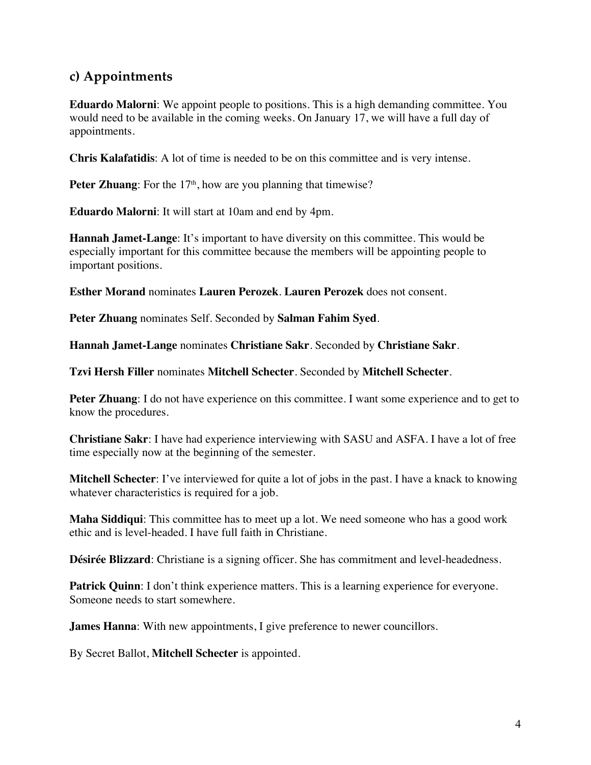## c) Appointments

**Eduardo Malorni**: We appoint people to positions. This is a high demanding committee. You would need to be available in the coming weeks. On January 17, we will have a full day of appointments.

**Chris Kalafatidis**: A lot of time is needed to be on this committee and is very intense.

**Peter Zhuang**: For the 17th, how are you planning that timewise?

**Eduardo Malorni**: It will start at 10am and end by 4pm.

**Hannah Jamet-Lange**: It's important to have diversity on this committee. This would be especially important for this committee because the members will be appointing people to important positions.

**Esther Morand** nominates **Lauren Perozek**. **Lauren Perozek** does not consent.

**Peter Zhuang** nominates Self. Seconded by **Salman Fahim Syed**.

**Hannah Jamet-Lange** nominates **Christiane Sakr**. Seconded by **Christiane Sakr**.

**Tzvi Hersh Filler** nominates **Mitchell Schecter**. Seconded by **Mitchell Schecter**.

**Peter Zhuang**: I do not have experience on this committee. I want some experience and to get to know the procedures.

**Christiane Sakr**: I have had experience interviewing with SASU and ASFA. I have a lot of free time especially now at the beginning of the semester.

**Mitchell Schecter**: I've interviewed for quite a lot of jobs in the past. I have a knack to knowing whatever characteristics is required for a job.

**Maha Siddiqui**: This committee has to meet up a lot. We need someone who has a good work ethic and is level-headed. I have full faith in Christiane.

**Désirée Blizzard**: Christiane is a signing officer. She has commitment and level-headedness.

**Patrick Quinn**: I don't think experience matters. This is a learning experience for everyone. Someone needs to start somewhere.

**James Hanna**: With new appointments, I give preference to newer councillors.

By Secret Ballot, **Mitchell Schecter** is appointed.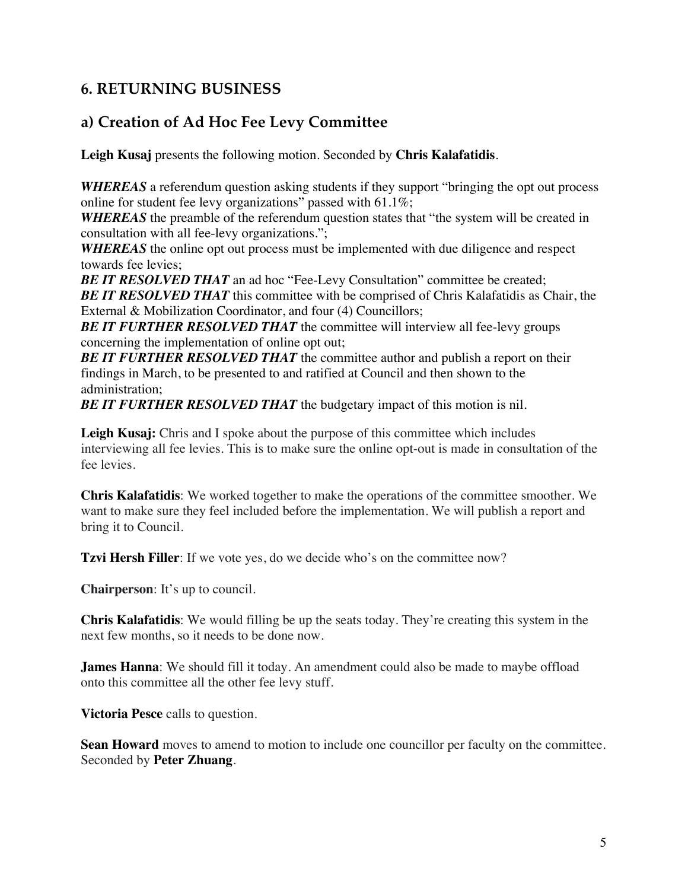## 6. RETURNING BUSINESS

### a) Creation of Ad Hoc Fee Levy Committee

**Leigh Kusaj** presents the following motion. Seconded by **Chris Kalafatidis**.

***WHEREAS*** a referendum question asking students if they support "bringing the opt out process online for student fee levy organizations" passed with 61.1%;
***WHEREAS*** the preamble of the referendum question states that "the system will be created in consultation with all fee-levy organizations.";
***WHEREAS*** the online opt out process must be implemented with due diligence and respect towards fee levies;
***BE IT RESOLVED THAT*** an ad hoc "Fee-Levy Consultation" committee be created;
***BE IT RESOLVED THAT*** this committee with be comprised of Chris Kalafatidis as Chair, the External & Mobilization Coordinator, and four (4) Councillors;
***BE IT FURTHER RESOLVED THAT*** the committee will interview all fee-levy groups concerning the implementation of online opt out;
***BE IT FURTHER RESOLVED THAT*** the committee author and publish a report on their findings in March, to be presented to and ratified at Council and then shown to the administration;
***BE IT FURTHER RESOLVED THAT*** the budgetary impact of this motion is nil.

**Leigh Kusaj:** Chris and I spoke about the purpose of this committee which includes interviewing all fee levies. This is to make sure the online opt-out is made in consultation of the fee levies.

**Chris Kalafatidis**: We worked together to make the operations of the committee smoother. We want to make sure they feel included before the implementation. We will publish a report and bring it to Council.

**Tzvi Hersh Filler**: If we vote yes, do we decide who's on the committee now?

**Chairperson**: It's up to council.

**Chris Kalafatidis**: We would filling be up the seats today. They're creating this system in the next few months, so it needs to be done now.

**James Hanna**: We should fill it today. An amendment could also be made to maybe offload onto this committee all the other fee levy stuff.

**Victoria Pesce** calls to question.

**Sean Howard** moves to amend to motion to include one councillor per faculty on the committee. Seconded by **Peter Zhuang**.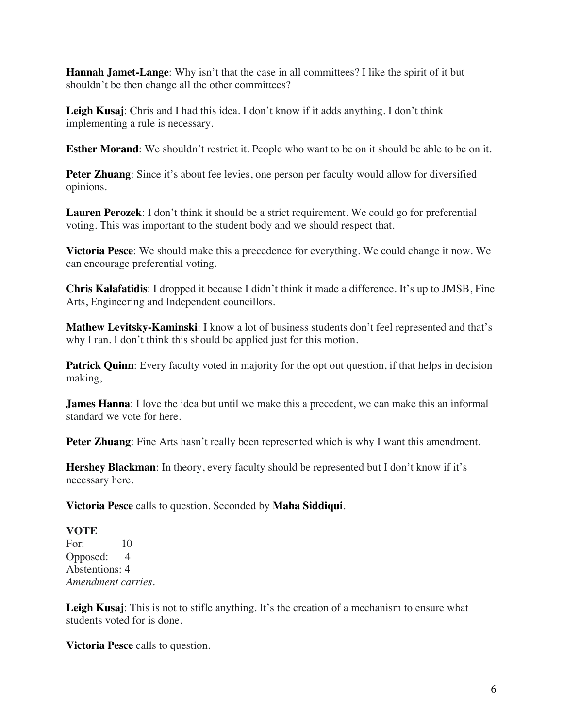**Hannah Jamet-Lange**: Why isn't that the case in all committees? I like the spirit of it but shouldn't be then change all the other committees?

**Leigh Kusaj**: Chris and I had this idea. I don't know if it adds anything. I don't think implementing a rule is necessary.

**Esther Morand**: We shouldn't restrict it. People who want to be on it should be able to be on it.

**Peter Zhuang**: Since it's about fee levies, one person per faculty would allow for diversified opinions.

**Lauren Perozek**: I don't think it should be a strict requirement. We could go for preferential voting. This was important to the student body and we should respect that.

**Victoria Pesce**: We should make this a precedence for everything. We could change it now. We can encourage preferential voting.

**Chris Kalafatidis**: I dropped it because I didn't think it made a difference. It's up to JMSB, Fine Arts, Engineering and Independent councillors.

**Mathew Levitsky-Kaminski**: I know a lot of business students don't feel represented and that's why I ran. I don't think this should be applied just for this motion.

**Patrick Quinn**: Every faculty voted in majority for the opt out question, if that helps in decision making,

**James Hanna**: I love the idea but until we make this a precedent, we can make this an informal standard we vote for here.

**Peter Zhuang**: Fine Arts hasn't really been represented which is why I want this amendment.

**Hershey Blackman**: In theory, every faculty should be represented but I don't know if it's necessary here.

**Victoria Pesce** calls to question. Seconded by **Maha Siddiqui**.

**VOTE**
For: 10
Opposed: 4
Abstentions: 4
*Amendment carries.*

**Leigh Kusaj**: This is not to stifle anything. It's the creation of a mechanism to ensure what students voted for is done.

**Victoria Pesce** calls to question.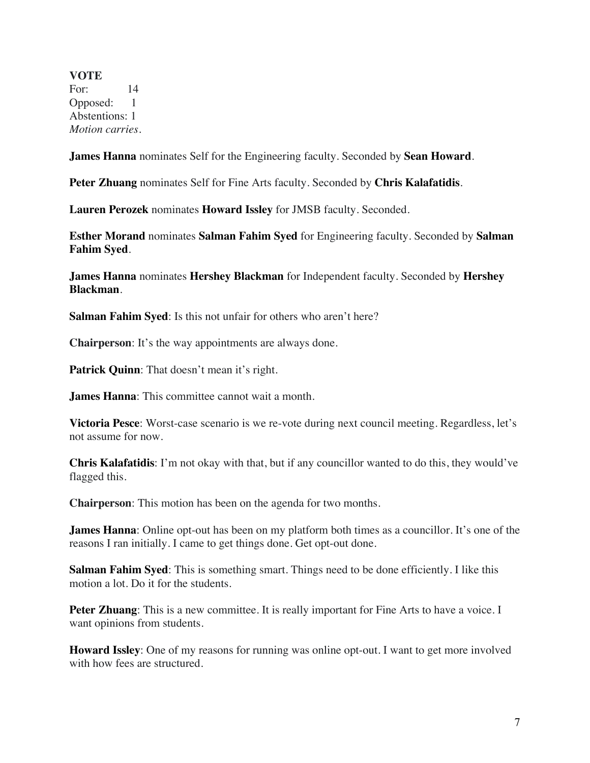**VOTE**
For: 14
Opposed: 1
Abstentions: 1
*Motion carries.*

**James Hanna** nominates Self for the Engineering faculty. Seconded by **Sean Howard**.

**Peter Zhuang** nominates Self for Fine Arts faculty. Seconded by **Chris Kalafatidis**.

**Lauren Perozek** nominates **Howard Issley** for JMSB faculty. Seconded.

**Esther Morand** nominates **Salman Fahim Syed** for Engineering faculty. Seconded by **Salman Fahim Syed**.

**James Hanna** nominates **Hershey Blackman** for Independent faculty. Seconded by **Hershey Blackman**.

**Salman Fahim Syed**: Is this not unfair for others who aren't here?

**Chairperson**: It's the way appointments are always done.

**Patrick Quinn**: That doesn't mean it's right.

**James Hanna**: This committee cannot wait a month.

**Victoria Pesce**: Worst-case scenario is we re-vote during next council meeting. Regardless, let's not assume for now.

**Chris Kalafatidis**: I'm not okay with that, but if any councillor wanted to do this, they would've flagged this.

**Chairperson**: This motion has been on the agenda for two months.

**James Hanna**: Online opt-out has been on my platform both times as a councillor. It's one of the reasons I ran initially. I came to get things done. Get opt-out done.

**Salman Fahim Syed**: This is something smart. Things need to be done efficiently. I like this motion a lot. Do it for the students.

**Peter Zhuang**: This is a new committee. It is really important for Fine Arts to have a voice. I want opinions from students.

**Howard Issley**: One of my reasons for running was online opt-out. I want to get more involved with how fees are structured.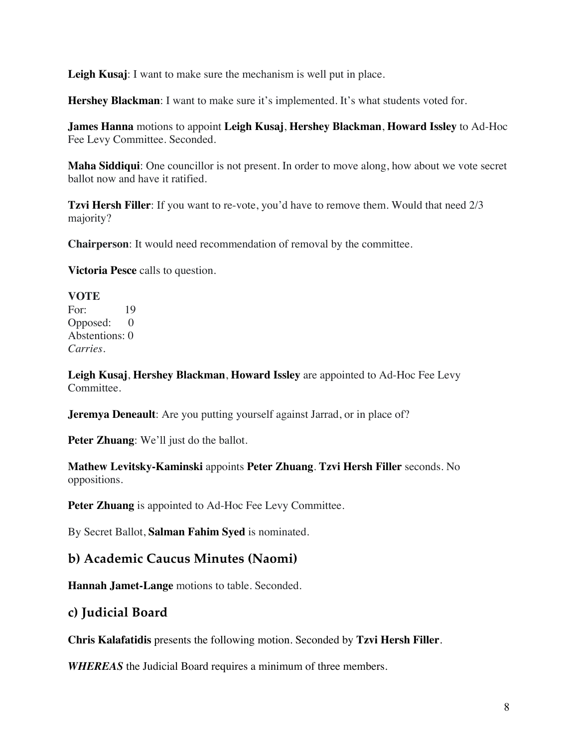**Leigh Kusaj**: I want to make sure the mechanism is well put in place.

**Hershey Blackman**: I want to make sure it's implemented. It's what students voted for.

**James Hanna** motions to appoint **Leigh Kusaj**, **Hershey Blackman**, **Howard Issley** to Ad-Hoc Fee Levy Committee. Seconded.

**Maha Siddiqui**: One councillor is not present. In order to move along, how about we vote secret ballot now and have it ratified.

**Tzvi Hersh Filler**: If you want to re-vote, you'd have to remove them. Would that need 2/3 majority?

**Chairperson**: It would need recommendation of removal by the committee.

**Victoria Pesce** calls to question.

**VOTE**
For: 19
Opposed: 0
Abstentions: 0
*Carries.*

**Leigh Kusaj**, **Hershey Blackman**, **Howard Issley** are appointed to Ad-Hoc Fee Levy Committee.

**Jeremya Deneault**: Are you putting yourself against Jarrad, or in place of?

**Peter Zhuang**: We'll just do the ballot.

**Mathew Levitsky-Kaminski** appoints **Peter Zhuang**. **Tzvi Hersh Filler** seconds. No oppositions.

**Peter Zhuang** is appointed to Ad-Hoc Fee Levy Committee.

By Secret Ballot, **Salman Fahim Syed** is nominated.

## b) Academic Caucus Minutes (Naomi)

**Hannah Jamet-Lange** motions to table. Seconded.

## c) Judicial Board

**Chris Kalafatidis** presents the following motion. Seconded by **Tzvi Hersh Filler**.

***WHEREAS*** the Judicial Board requires a minimum of three members.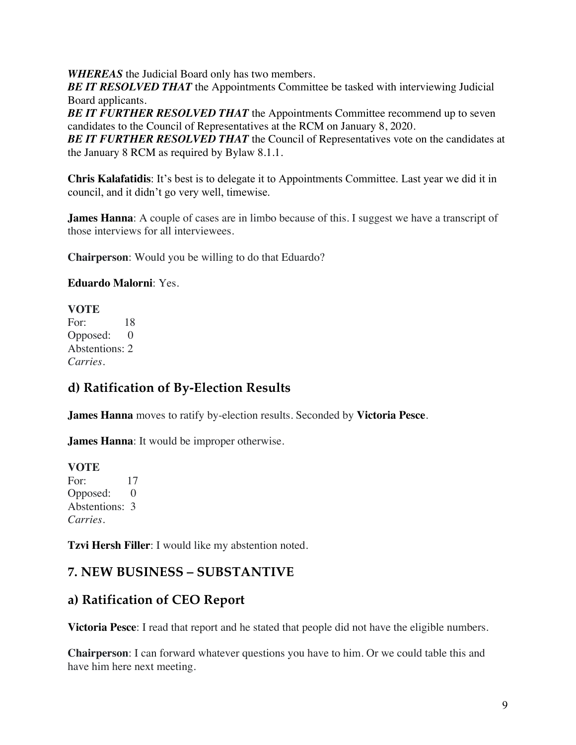***WHEREAS*** the Judicial Board only has two members.
***BE IT RESOLVED THAT*** the Appointments Committee be tasked with interviewing Judicial Board applicants.
***BE IT FURTHER RESOLVED THAT*** the Appointments Committee recommend up to seven candidates to the Council of Representatives at the RCM on January 8, 2020.
***BE IT FURTHER RESOLVED THAT*** the Council of Representatives vote on the candidates at the January 8 RCM as required by Bylaw 8.1.1.

**Chris Kalafatidis**: It's best is to delegate it to Appointments Committee. Last year we did it in council, and it didn't go very well, timewise.

**James Hanna**: A couple of cases are in limbo because of this. I suggest we have a transcript of those interviews for all interviewees.

**Chairperson**: Would you be willing to do that Eduardo?

**Eduardo Malorni**: Yes.

**VOTE**
For: 18
Opposed: 0
Abstentions: 2
*Carries.*

## d) Ratification of By-Election Results

**James Hanna** moves to ratify by-election results. Seconded by **Victoria Pesce**.

**James Hanna**: It would be improper otherwise.

**VOTE**
For: 17
Opposed: 0
Abstentions: 3
*Carries.*

**Tzvi Hersh Filler**: I would like my abstention noted.

## 7. NEW BUSINESS – SUBSTANTIVE

## a) Ratification of CEO Report

**Victoria Pesce**: I read that report and he stated that people did not have the eligible numbers.

**Chairperson**: I can forward whatever questions you have to him. Or we could table this and have him here next meeting.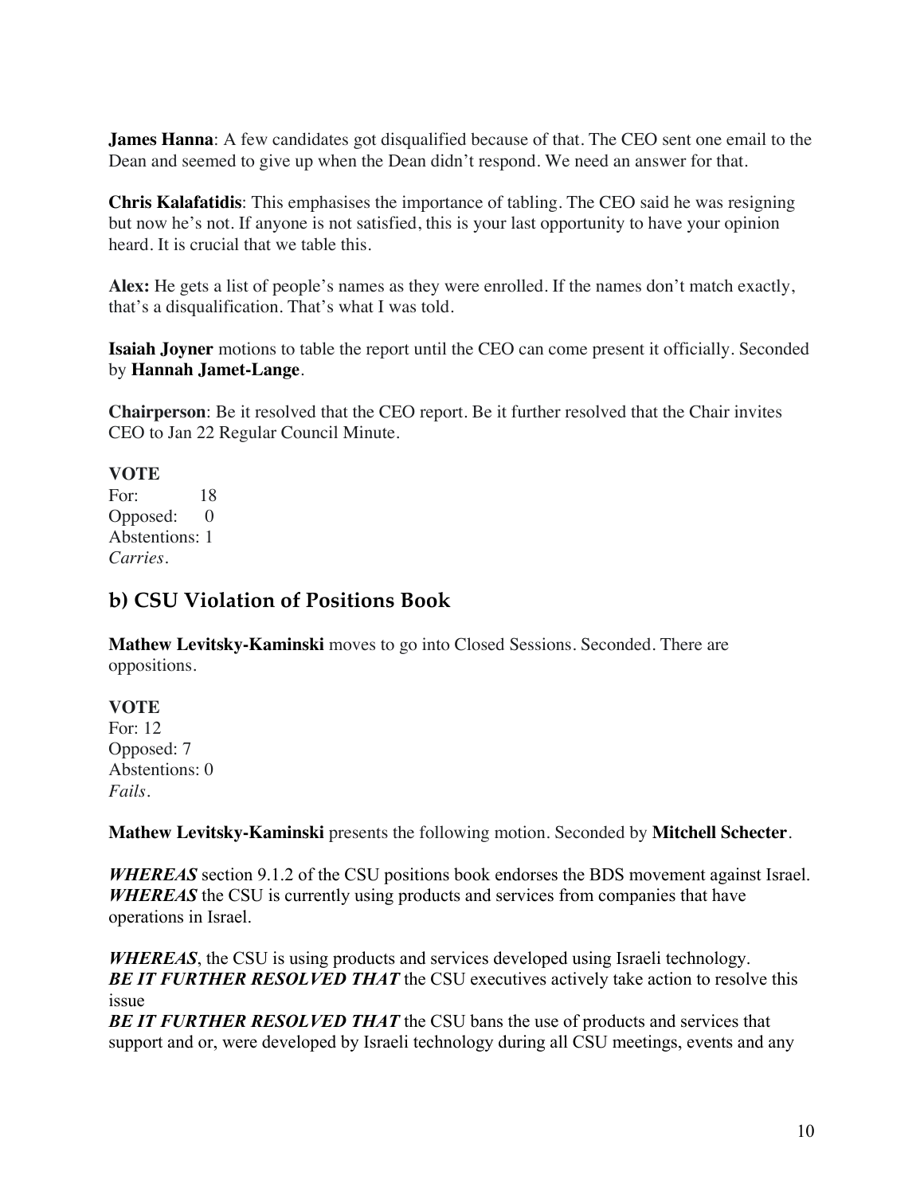**James Hanna**: A few candidates got disqualified because of that. The CEO sent one email to the Dean and seemed to give up when the Dean didn't respond. We need an answer for that.

**Chris Kalafatidis**: This emphasises the importance of tabling. The CEO said he was resigning but now he's not. If anyone is not satisfied, this is your last opportunity to have your opinion heard. It is crucial that we table this.

**Alex:** He gets a list of people's names as they were enrolled. If the names don't match exactly, that's a disqualification. That's what I was told.

**Isaiah Joyner** motions to table the report until the CEO can come present it officially. Seconded by **Hannah Jamet-Lange**.

**Chairperson**: Be it resolved that the CEO report. Be it further resolved that the Chair invites CEO to Jan 22 Regular Council Minute.

**VOTE**
For: 18
Opposed: 0
Abstentions: 1
*Carries.*

## b) CSU Violation of Positions Book

**Mathew Levitsky-Kaminski** moves to go into Closed Sessions. Seconded. There are oppositions.

**VOTE**
For: 12
Opposed: 7
Abstentions: 0
*Fails.*

**Mathew Levitsky-Kaminski** presents the following motion. Seconded by **Mitchell Schecter**.

***WHEREAS*** section 9.1.2 of the CSU positions book endorses the BDS movement against Israel.
***WHEREAS*** the CSU is currently using products and services from companies that have operations in Israel.

***WHEREAS***, the CSU is using products and services developed using Israeli technology.
***BE IT FURTHER RESOLVED THAT*** the CSU executives actively take action to resolve this issue
***BE IT FURTHER RESOLVED THAT*** the CSU bans the use of products and services that support and or, were developed by Israeli technology during all CSU meetings, events and any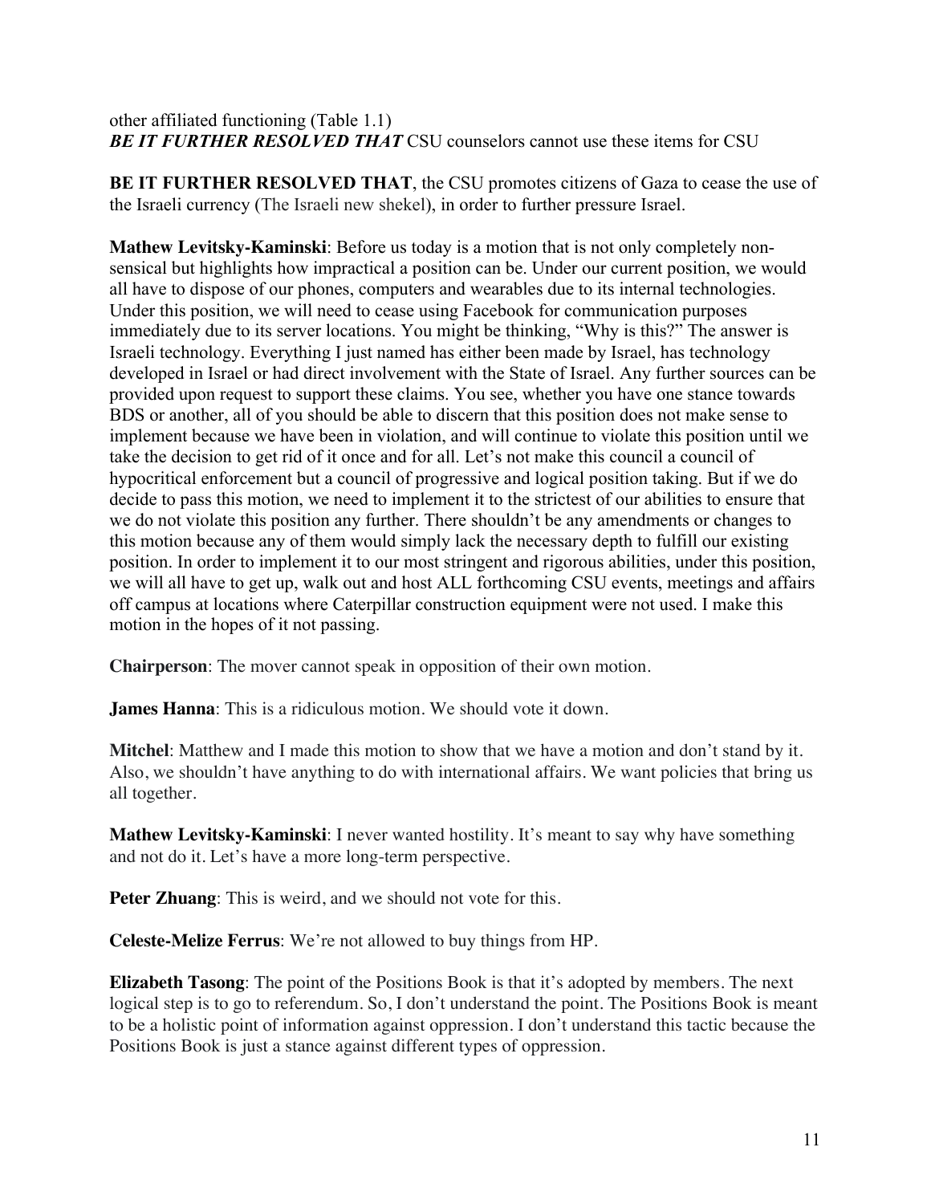other affiliated functioning (Table 1.1)
***BE IT FURTHER RESOLVED THAT*** CSU counselors cannot use these items for CSU

**BE IT FURTHER RESOLVED THAT**, the CSU promotes citizens of Gaza to cease the use of the Israeli currency (The Israeli new shekel), in order to further pressure Israel.

**Mathew Levitsky-Kaminski**: Before us today is a motion that is not only completely non-sensical but highlights how impractical a position can be. Under our current position, we would all have to dispose of our phones, computers and wearables due to its internal technologies. Under this position, we will need to cease using Facebook for communication purposes immediately due to its server locations. You might be thinking, "Why is this?" The answer is Israeli technology. Everything I just named has either been made by Israel, has technology developed in Israel or had direct involvement with the State of Israel. Any further sources can be provided upon request to support these claims. You see, whether you have one stance towards BDS or another, all of you should be able to discern that this position does not make sense to implement because we have been in violation, and will continue to violate this position until we take the decision to get rid of it once and for all. Let's not make this council a council of hypocritical enforcement but a council of progressive and logical position taking. But if we do decide to pass this motion, we need to implement it to the strictest of our abilities to ensure that we do not violate this position any further. There shouldn't be any amendments or changes to this motion because any of them would simply lack the necessary depth to fulfill our existing position. In order to implement it to our most stringent and rigorous abilities, under this position, we will all have to get up, walk out and host ALL forthcoming CSU events, meetings and affairs off campus at locations where Caterpillar construction equipment were not used. I make this motion in the hopes of it not passing.

**Chairperson**: The mover cannot speak in opposition of their own motion.

**James Hanna**: This is a ridiculous motion. We should vote it down.

**Mitchel**: Matthew and I made this motion to show that we have a motion and don't stand by it. Also, we shouldn't have anything to do with international affairs. We want policies that bring us all together.

**Mathew Levitsky-Kaminski**: I never wanted hostility. It's meant to say why have something and not do it. Let's have a more long-term perspective.

**Peter Zhuang**: This is weird, and we should not vote for this.

**Celeste-Melize Ferrus**: We're not allowed to buy things from HP.

**Elizabeth Tasong**: The point of the Positions Book is that it's adopted by members. The next logical step is to go to referendum. So, I don't understand the point. The Positions Book is meant to be a holistic point of information against oppression. I don't understand this tactic because the Positions Book is just a stance against different types of oppression.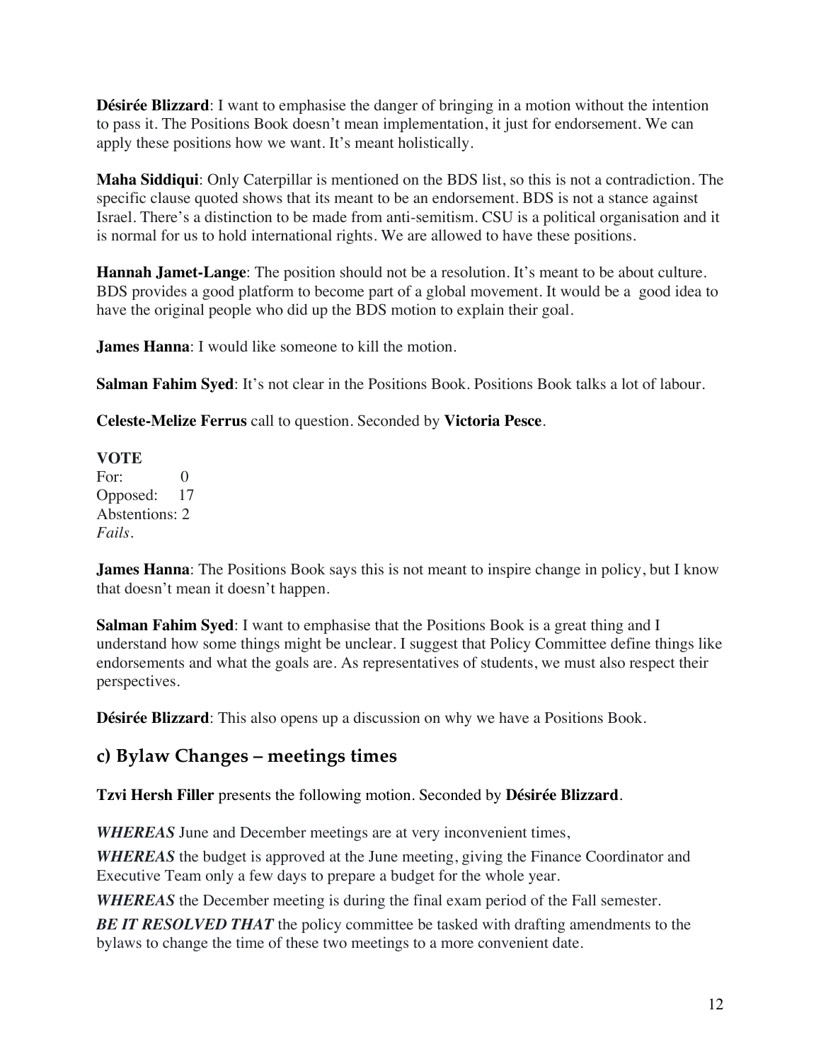**Désirée Blizzard**: I want to emphasise the danger of bringing in a motion without the intention to pass it. The Positions Book doesn't mean implementation, it just for endorsement. We can apply these positions how we want. It's meant holistically.

**Maha Siddiqui**: Only Caterpillar is mentioned on the BDS list, so this is not a contradiction. The specific clause quoted shows that its meant to be an endorsement. BDS is not a stance against Israel. There's a distinction to be made from anti-semitism. CSU is a political organisation and it is normal for us to hold international rights. We are allowed to have these positions.

**Hannah Jamet-Lange**: The position should not be a resolution. It's meant to be about culture. BDS provides a good platform to become part of a global movement. It would be a good idea to have the original people who did up the BDS motion to explain their goal.

**James Hanna**: I would like someone to kill the motion.

**Salman Fahim Syed**: It's not clear in the Positions Book. Positions Book talks a lot of labour.

**Celeste-Melize Ferrus** call to question. Seconded by **Victoria Pesce**.

**VOTE**
For: 0
Opposed: 17
Abstentions: 2
*Fails*.

**James Hanna**: The Positions Book says this is not meant to inspire change in policy, but I know that doesn't mean it doesn't happen.

**Salman Fahim Syed**: I want to emphasise that the Positions Book is a great thing and I understand how some things might be unclear. I suggest that Policy Committee define things like endorsements and what the goals are. As representatives of students, we must also respect their perspectives.

**Désirée Blizzard**: This also opens up a discussion on why we have a Positions Book.

## c) Bylaw Changes – meetings times

**Tzvi Hersh Filler** presents the following motion. Seconded by **Désirée Blizzard**.

***WHEREAS*** June and December meetings are at very inconvenient times,

***WHEREAS*** the budget is approved at the June meeting, giving the Finance Coordinator and Executive Team only a few days to prepare a budget for the whole year.

***WHEREAS*** the December meeting is during the final exam period of the Fall semester.

***BE IT RESOLVED THAT*** the policy committee be tasked with drafting amendments to the bylaws to change the time of these two meetings to a more convenient date.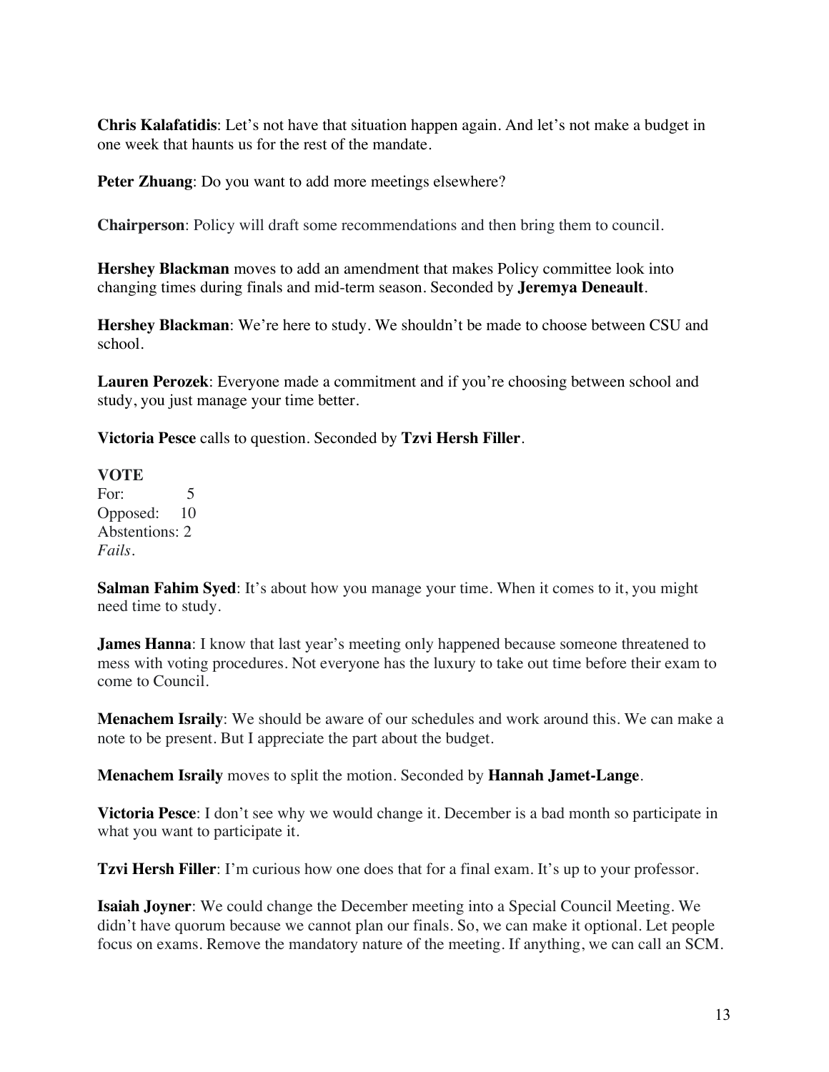**Chris Kalafatidis**: Let's not have that situation happen again. And let's not make a budget in one week that haunts us for the rest of the mandate.

**Peter Zhuang**: Do you want to add more meetings elsewhere?

**Chairperson**: Policy will draft some recommendations and then bring them to council.

**Hershey Blackman** moves to add an amendment that makes Policy committee look into changing times during finals and mid-term season. Seconded by **Jeremya Deneault**.

**Hershey Blackman**: We're here to study. We shouldn't be made to choose between CSU and school.

**Lauren Perozek**: Everyone made a commitment and if you're choosing between school and study, you just manage your time better.

**Victoria Pesce** calls to question. Seconded by **Tzvi Hersh Filler**.

**VOTE**
For: 5
Opposed: 10
Abstentions: 2
*Fails*.

**Salman Fahim Syed**: It's about how you manage your time. When it comes to it, you might need time to study.

**James Hanna**: I know that last year's meeting only happened because someone threatened to mess with voting procedures. Not everyone has the luxury to take out time before their exam to come to Council.

**Menachem Israily**: We should be aware of our schedules and work around this. We can make a note to be present. But I appreciate the part about the budget.

**Menachem Israily** moves to split the motion. Seconded by **Hannah Jamet-Lange**.

**Victoria Pesce**: I don't see why we would change it. December is a bad month so participate in what you want to participate it.

**Tzvi Hersh Filler**: I'm curious how one does that for a final exam. It's up to your professor.

**Isaiah Joyner**: We could change the December meeting into a Special Council Meeting. We didn't have quorum because we cannot plan our finals. So, we can make it optional. Let people focus on exams. Remove the mandatory nature of the meeting. If anything, we can call an SCM.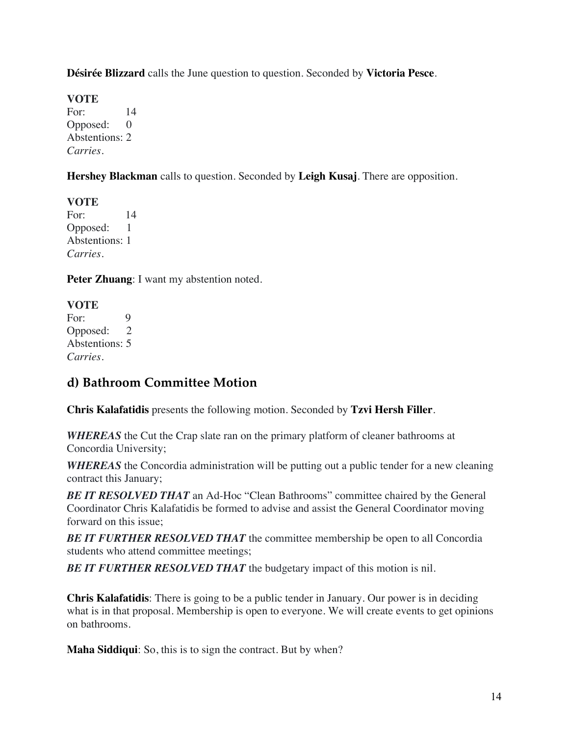**Désirée Blizzard** calls the June question to question. Seconded by **Victoria Pesce**.

**VOTE**
For: 14
Opposed: 0
Abstentions: 2
*Carries.*

**Hershey Blackman** calls to question. Seconded by **Leigh Kusaj**. There are opposition.

**VOTE**
For: 14
Opposed: 1
Abstentions: 1
*Carries.*

**Peter Zhuang**: I want my abstention noted.

**VOTE**
For: 9
Opposed: 2
Abstentions: 5
*Carries.*

## d) Bathroom Committee Motion

**Chris Kalafatidis** presents the following motion. Seconded by **Tzvi Hersh Filler**.

***WHEREAS*** the Cut the Crap slate ran on the primary platform of cleaner bathrooms at Concordia University;

***WHEREAS*** the Concordia administration will be putting out a public tender for a new cleaning contract this January;

***BE IT RESOLVED THAT*** an Ad-Hoc "Clean Bathrooms" committee chaired by the General Coordinator Chris Kalafatidis be formed to advise and assist the General Coordinator moving forward on this issue;

***BE IT FURTHER RESOLVED THAT*** the committee membership be open to all Concordia students who attend committee meetings;

***BE IT FURTHER RESOLVED THAT*** the budgetary impact of this motion is nil.

**Chris Kalafatidis**: There is going to be a public tender in January. Our power is in deciding what is in that proposal. Membership is open to everyone. We will create events to get opinions on bathrooms.

**Maha Siddiqui**: So, this is to sign the contract. But by when?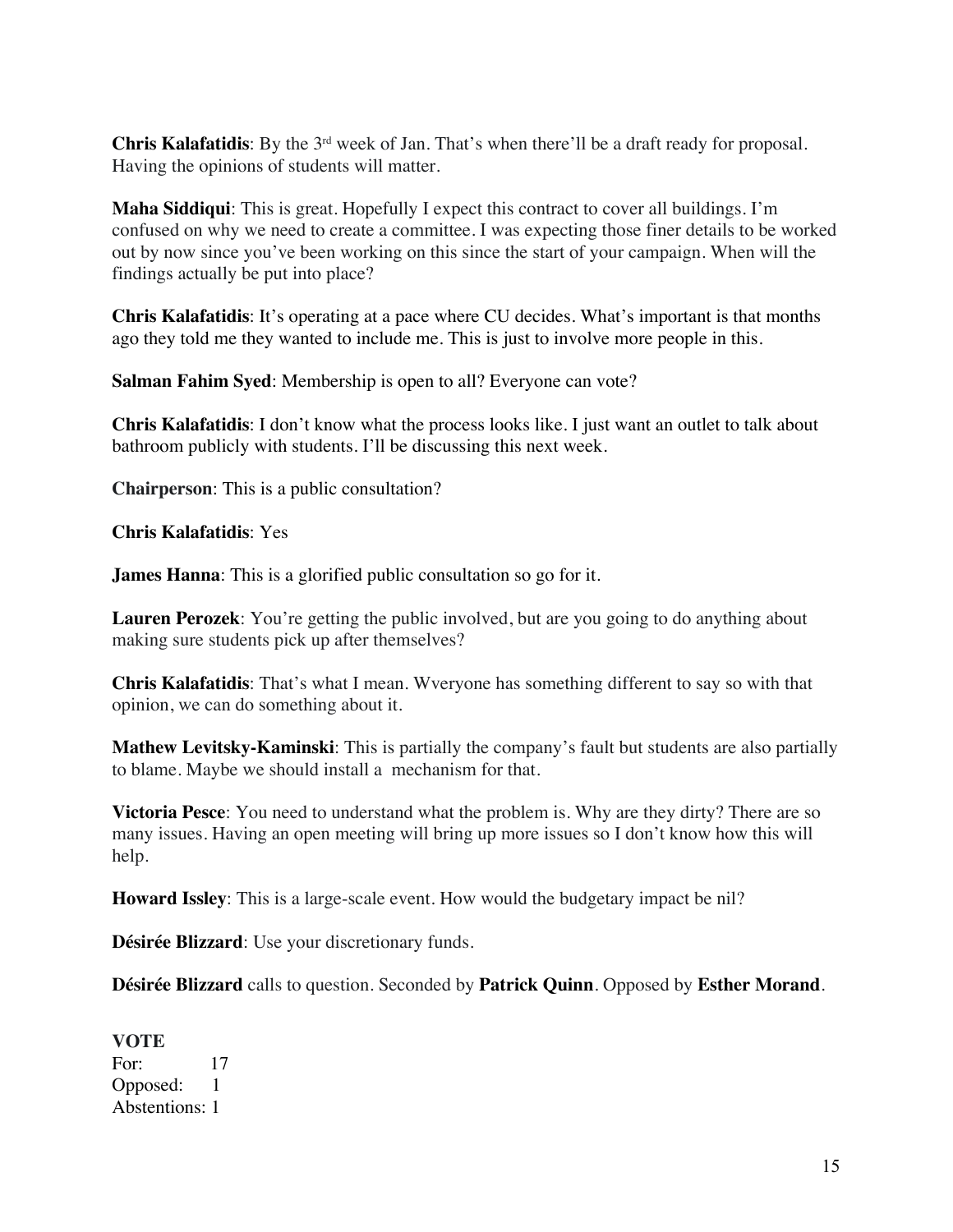**Chris Kalafatidis**: By the 3rd week of Jan. That's when there'll be a draft ready for proposal. Having the opinions of students will matter.

**Maha Siddiqui**: This is great. Hopefully I expect this contract to cover all buildings. I'm confused on why we need to create a committee. I was expecting those finer details to be worked out by now since you've been working on this since the start of your campaign. When will the findings actually be put into place?

**Chris Kalafatidis**: It's operating at a pace where CU decides. What's important is that months ago they told me they wanted to include me. This is just to involve more people in this.

**Salman Fahim Syed**: Membership is open to all? Everyone can vote?

**Chris Kalafatidis**: I don't know what the process looks like. I just want an outlet to talk about bathroom publicly with students. I'll be discussing this next week.

**Chairperson**: This is a public consultation?

**Chris Kalafatidis**: Yes

**James Hanna**: This is a glorified public consultation so go for it.

**Lauren Perozek**: You're getting the public involved, but are you going to do anything about making sure students pick up after themselves?

**Chris Kalafatidis**: That's what I mean. Wveryone has something different to say so with that opinion, we can do something about it.

**Mathew Levitsky-Kaminski**: This is partially the company's fault but students are also partially to blame. Maybe we should install a mechanism for that.

**Victoria Pesce**: You need to understand what the problem is. Why are they dirty? There are so many issues. Having an open meeting will bring up more issues so I don't know how this will help.

**Howard Issley**: This is a large-scale event. How would the budgetary impact be nil?

**Désirée Blizzard**: Use your discretionary funds.

**Désirée Blizzard** calls to question. Seconded by **Patrick Quinn**. Opposed by **Esther Morand**.

**VOTE**
For: 17
Opposed: 1
Abstentions: 1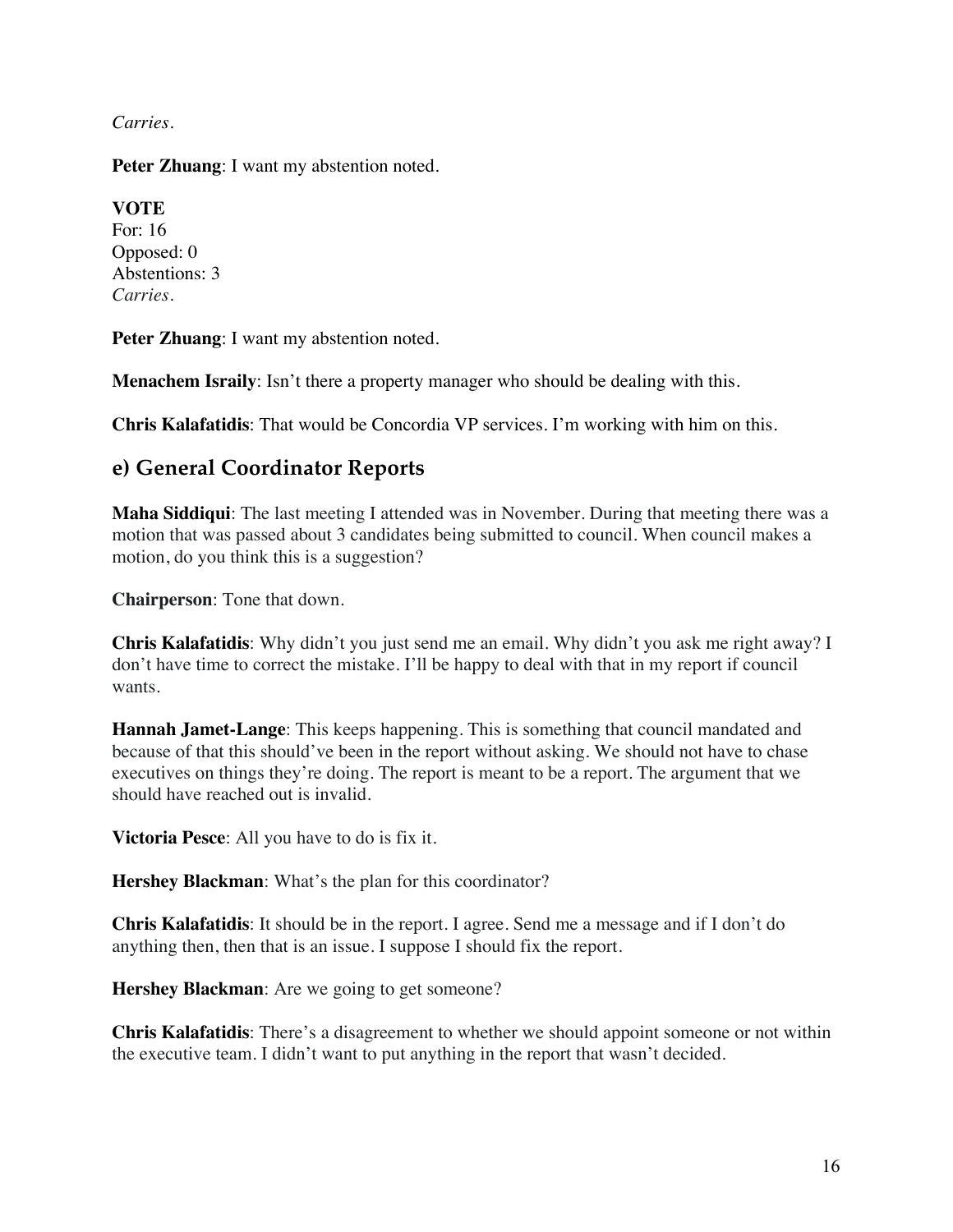*Carries.*

**Peter Zhuang**: I want my abstention noted.

**VOTE**
For: 16
Opposed: 0
Abstentions: 3
*Carries.*

**Peter Zhuang**: I want my abstention noted.

**Menachem Israily**: Isn't there a property manager who should be dealing with this.

**Chris Kalafatidis**: That would be Concordia VP services. I'm working with him on this.

## e) General Coordinator Reports

**Maha Siddiqui**: The last meeting I attended was in November. During that meeting there was a motion that was passed about 3 candidates being submitted to council. When council makes a motion, do you think this is a suggestion?

**Chairperson**: Tone that down.

**Chris Kalafatidis**: Why didn't you just send me an email. Why didn't you ask me right away? I don't have time to correct the mistake. I'll be happy to deal with that in my report if council wants.

**Hannah Jamet-Lange**: This keeps happening. This is something that council mandated and because of that this should've been in the report without asking. We should not have to chase executives on things they're doing. The report is meant to be a report. The argument that we should have reached out is invalid.

**Victoria Pesce**: All you have to do is fix it.

**Hershey Blackman**: What's the plan for this coordinator?

**Chris Kalafatidis**: It should be in the report. I agree. Send me a message and if I don't do anything then, then that is an issue. I suppose I should fix the report.

**Hershey Blackman**: Are we going to get someone?

**Chris Kalafatidis**: There's a disagreement to whether we should appoint someone or not within the executive team. I didn't want to put anything in the report that wasn't decided.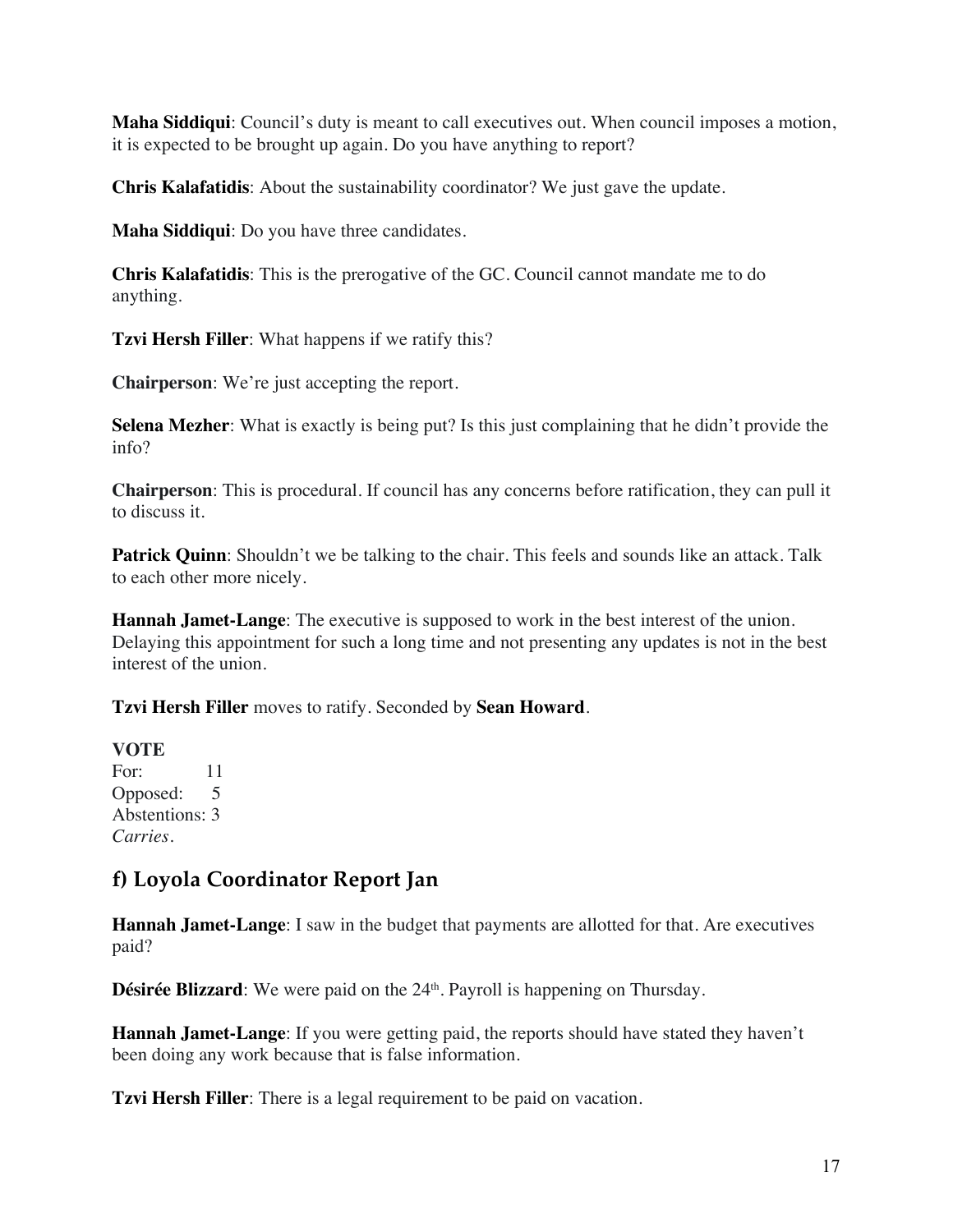**Maha Siddiqui**: Council's duty is meant to call executives out. When council imposes a motion, it is expected to be brought up again. Do you have anything to report?

**Chris Kalafatidis**: About the sustainability coordinator? We just gave the update.

**Maha Siddiqui**: Do you have three candidates.

**Chris Kalafatidis**: This is the prerogative of the GC. Council cannot mandate me to do anything.

**Tzvi Hersh Filler**: What happens if we ratify this?

**Chairperson**: We're just accepting the report.

**Selena Mezher**: What is exactly is being put? Is this just complaining that he didn't provide the info?

**Chairperson**: This is procedural. If council has any concerns before ratification, they can pull it to discuss it.

**Patrick Quinn**: Shouldn't we be talking to the chair. This feels and sounds like an attack. Talk to each other more nicely.

**Hannah Jamet-Lange**: The executive is supposed to work in the best interest of the union. Delaying this appointment for such a long time and not presenting any updates is not in the best interest of the union.

**Tzvi Hersh Filler** moves to ratify. Seconded by **Sean Howard**.

**VOTE**
For: 11
Opposed: 5
Abstentions: 3
*Carries.*

## f) Loyola Coordinator Report Jan

**Hannah Jamet-Lange**: I saw in the budget that payments are allotted for that. Are executives paid?

**Désirée Blizzard**: We were paid on the 24th. Payroll is happening on Thursday.

**Hannah Jamet-Lange**: If you were getting paid, the reports should have stated they haven't been doing any work because that is false information.

**Tzvi Hersh Filler**: There is a legal requirement to be paid on vacation.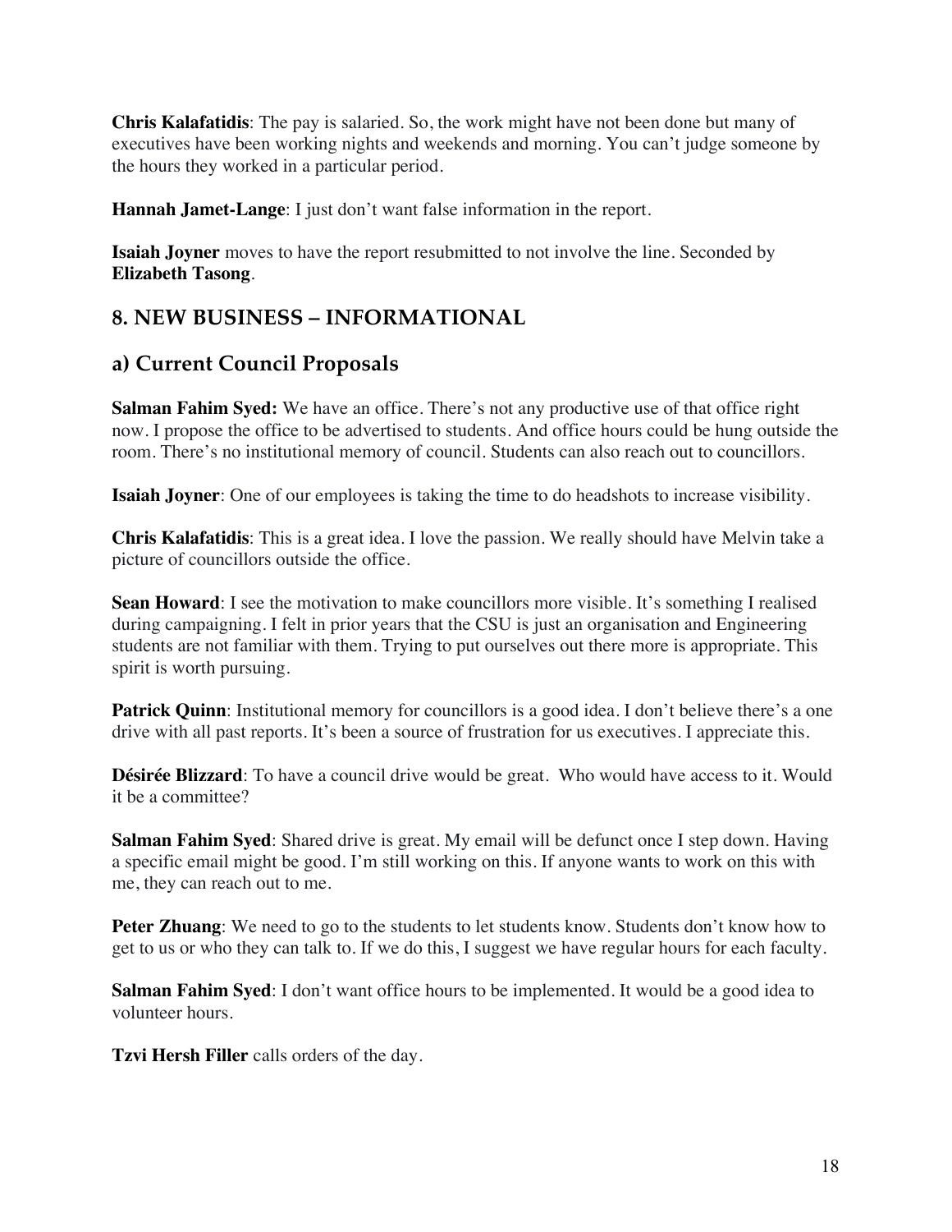**Chris Kalafatidis**: The pay is salaried. So, the work might have not been done but many of executives have been working nights and weekends and morning. You can't judge someone by the hours they worked in a particular period.

**Hannah Jamet-Lange**: I just don't want false information in the report.

**Isaiah Joyner** moves to have the report resubmitted to not involve the line. Seconded by **Elizabeth Tasong**.

## 8. NEW BUSINESS – INFORMATIONAL

## a) Current Council Proposals

**Salman Fahim Syed:** We have an office. There's not any productive use of that office right now. I propose the office to be advertised to students. And office hours could be hung outside the room. There's no institutional memory of council. Students can also reach out to councillors.

**Isaiah Joyner**: One of our employees is taking the time to do headshots to increase visibility.

**Chris Kalafatidis**: This is a great idea. I love the passion. We really should have Melvin take a picture of councillors outside the office.

**Sean Howard**: I see the motivation to make councillors more visible. It's something I realised during campaigning. I felt in prior years that the CSU is just an organisation and Engineering students are not familiar with them. Trying to put ourselves out there more is appropriate. This spirit is worth pursuing.

**Patrick Quinn**: Institutional memory for councillors is a good idea. I don't believe there's a one drive with all past reports. It's been a source of frustration for us executives. I appreciate this.

**Désirée Blizzard**: To have a council drive would be great. Who would have access to it. Would it be a committee?

**Salman Fahim Syed**: Shared drive is great. My email will be defunct once I step down. Having a specific email might be good. I'm still working on this. If anyone wants to work on this with me, they can reach out to me.

**Peter Zhuang**: We need to go to the students to let students know. Students don't know how to get to us or who they can talk to. If we do this, I suggest we have regular hours for each faculty.

**Salman Fahim Syed**: I don't want office hours to be implemented. It would be a good idea to volunteer hours.

**Tzvi Hersh Filler** calls orders of the day.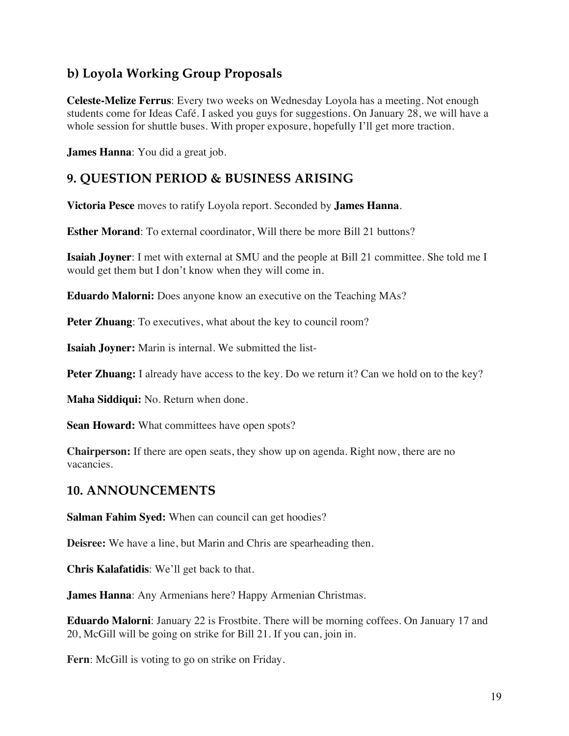## b) Loyola Working Group Proposals

**Celeste-Melize Ferrus**: Every two weeks on Wednesday Loyola has a meeting. Not enough students come for Ideas Café. I asked you guys for suggestions. On January 28, we will have a whole session for shuttle buses. With proper exposure, hopefully I'll get more traction.

**James Hanna**: You did a great job.

## 9. QUESTION PERIOD & BUSINESS ARISING

**Victoria Pesce** moves to ratify Loyola report. Seconded by **James Hanna**.

**Esther Morand**: To external coordinator, Will there be more Bill 21 buttons?

**Isaiah Joyner**: I met with external at SMU and the people at Bill 21 committee. She told me I would get them but I don't know when they will come in.

**Eduardo Malorni:** Does anyone know an executive on the Teaching MAs?

**Peter Zhuang**: To executives, what about the key to council room?

**Isaiah Joyner:** Marin is internal. We submitted the list-

**Peter Zhuang:** I already have access to the key. Do we return it? Can we hold on to the key?

**Maha Siddiqui:** No. Return when done.

**Sean Howard:** What committees have open spots?

**Chairperson:** If there are open seats, they show up on agenda. Right now, there are no vacancies.

## 10. ANNOUNCEMENTS

**Salman Fahim Syed:** When can council can get hoodies?

**Deisree:** We have a line, but Marin and Chris are spearheading then.

**Chris Kalafatidis**: We'll get back to that.

**James Hanna**: Any Armenians here? Happy Armenian Christmas.

**Eduardo Malorni**: January 22 is Frostbite. There will be morning coffees. On January 17 and 20, McGill will be going on strike for Bill 21. If you can, join in.

**Fern**: McGill is voting to go on strike on Friday.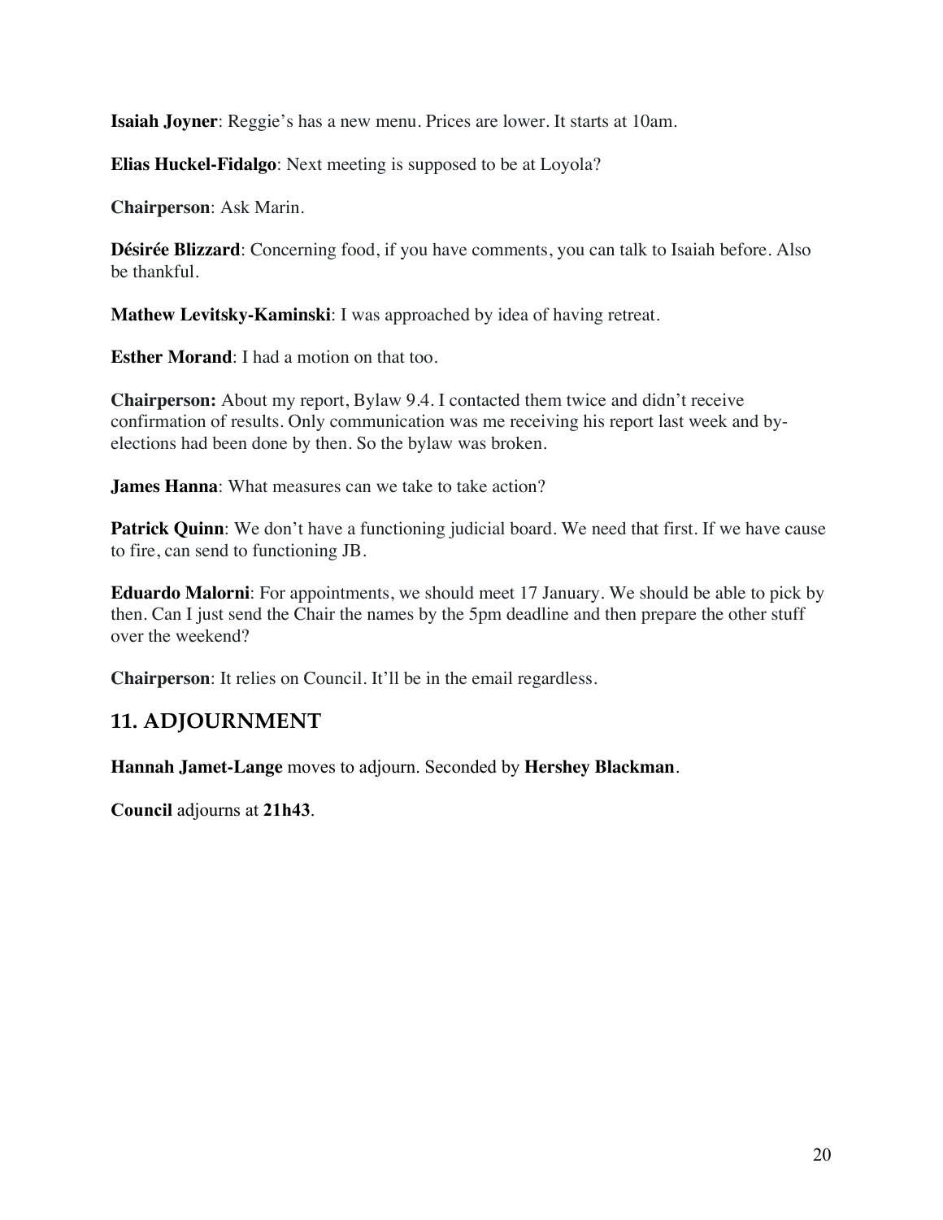**Isaiah Joyner**: Reggie's has a new menu. Prices are lower. It starts at 10am.

**Elias Huckel-Fidalgo**: Next meeting is supposed to be at Loyola?

**Chairperson**: Ask Marin.

**Désirée Blizzard**: Concerning food, if you have comments, you can talk to Isaiah before. Also be thankful.

**Mathew Levitsky-Kaminski**: I was approached by idea of having retreat.

**Esther Morand**: I had a motion on that too.

**Chairperson:** About my report, Bylaw 9.4. I contacted them twice and didn't receive confirmation of results. Only communication was me receiving his report last week and by-elections had been done by then. So the bylaw was broken.

**James Hanna**: What measures can we take to take action?

**Patrick Quinn**: We don't have a functioning judicial board. We need that first. If we have cause to fire, can send to functioning JB.

**Eduardo Malorni**: For appointments, we should meet 17 January. We should be able to pick by then. Can I just send the Chair the names by the 5pm deadline and then prepare the other stuff over the weekend?

**Chairperson**: It relies on Council. It'll be in the email regardless.

## 11. ADJOURNMENT

**Hannah Jamet-Lange** moves to adjourn. Seconded by **Hershey Blackman**.

**Council** adjourns at **21h43**.